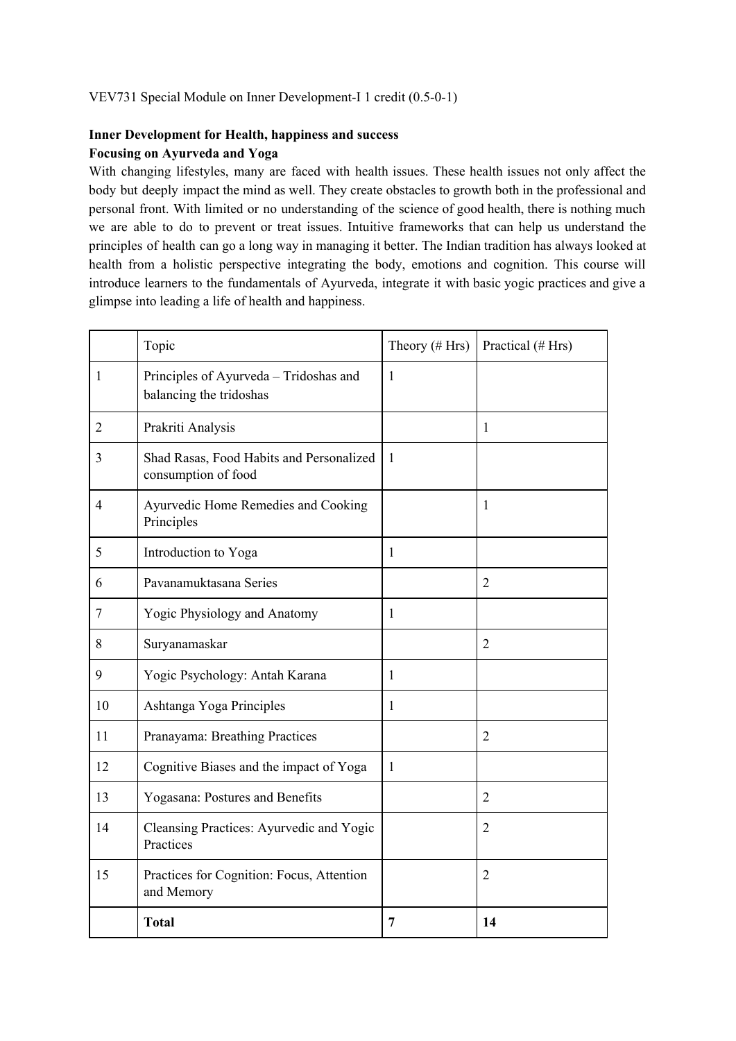VEV731 Special Module on Inner Development-I 1 credit (0.5-0-1)

**Inner Development for Health, happiness and success**
**Focusing on Ayurveda and Yoga**

With changing lifestyles, many are faced with health issues. These health issues not only affect the body but deeply impact the mind as well. They create obstacles to growth both in the professional and personal front. With limited or no understanding of the science of good health, there is nothing much we are able to do to prevent or treat issues. Intuitive frameworks that can help us understand the principles of health can go a long way in managing it better. The Indian tradition has always looked at health from a holistic perspective integrating the body, emotions and cognition. This course will introduce learners to the fundamentals of Ayurveda, integrate it with basic yogic practices and give a glimpse into leading a life of health and happiness.

| | Topic | Theory (# Hrs) | Practical (# Hrs) |
|---|---|---|---|
| 1 | Principles of Ayurveda – Tridoshas and balancing the tridoshas | 1 | |
| 2 | Prakriti Analysis | | 1 |
| 3 | Shad Rasas, Food Habits and Personalized consumption of food | 1 | |
| 4 | Ayurvedic Home Remedies and Cooking Principles | | 1 |
| 5 | Introduction to Yoga | 1 | |
| 6 | Pavanamuktasana Series | | 2 |
| 7 | Yogic Physiology and Anatomy | 1 | |
| 8 | Suryanamaskar | | 2 |
| 9 | Yogic Psychology: Antah Karana | 1 | |
| 10 | Ashtanga Yoga Principles | 1 | |
| 11 | Pranayama: Breathing Practices | | 2 |
| 12 | Cognitive Biases and the impact of Yoga | 1 | |
| 13 | Yogasana: Postures and Benefits | | 2 |
| 14 | Cleansing Practices: Ayurvedic and Yogic Practices | | 2 |
| 15 | Practices for Cognition: Focus, Attention and Memory | | 2 |
| | **Total** | **7** | **14** |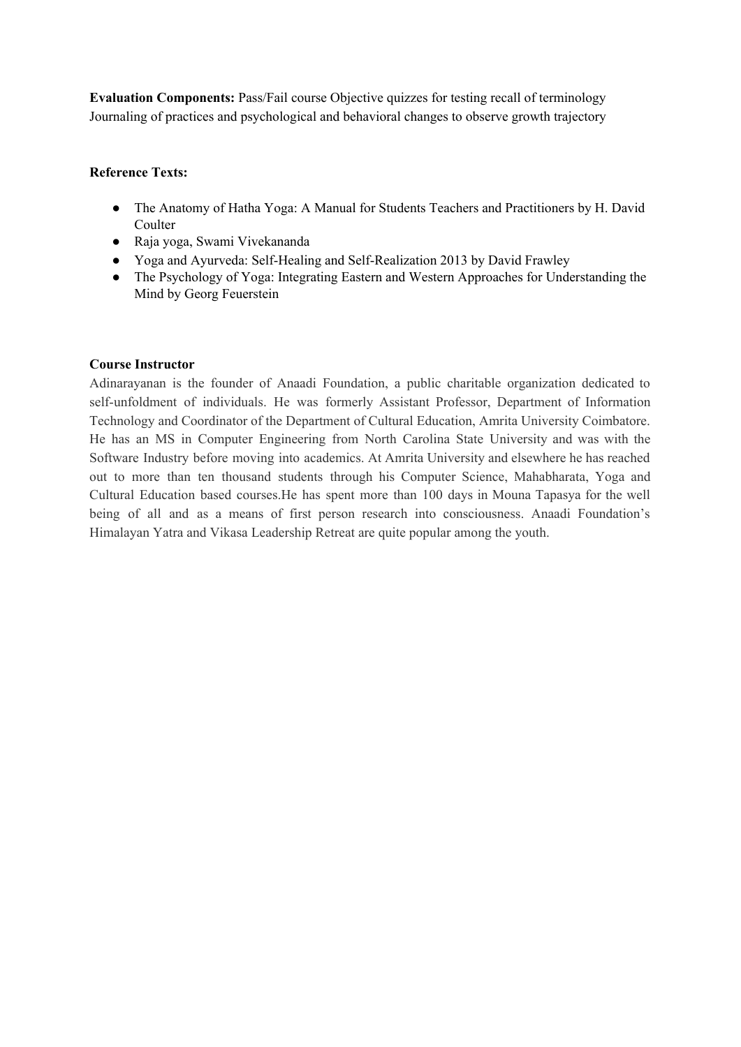**Evaluation Components:** Pass/Fail course Objective quizzes for testing recall of terminology Journaling of practices and psychological and behavioral changes to observe growth trajectory

**Reference Texts:**

- The Anatomy of Hatha Yoga: A Manual for Students Teachers and Practitioners by H. David Coulter
- Raja yoga, Swami Vivekananda
- Yoga and Ayurveda: Self-Healing and Self-Realization 2013 by David Frawley
- The Psychology of Yoga: Integrating Eastern and Western Approaches for Understanding the Mind by Georg Feuerstein

**Course Instructor**

Adinarayanan is the founder of Anaadi Foundation, a public charitable organization dedicated to self-unfoldment of individuals. He was formerly Assistant Professor, Department of Information Technology and Coordinator of the Department of Cultural Education, Amrita University Coimbatore. He has an MS in Computer Engineering from North Carolina State University and was with the Software Industry before moving into academics. At Amrita University and elsewhere he has reached out to more than ten thousand students through his Computer Science, Mahabharata, Yoga and Cultural Education based courses.He has spent more than 100 days in Mouna Tapasya for the well being of all and as a means of first person research into consciousness. Anaadi Foundation's Himalayan Yatra and Vikasa Leadership Retreat are quite popular among the youth.